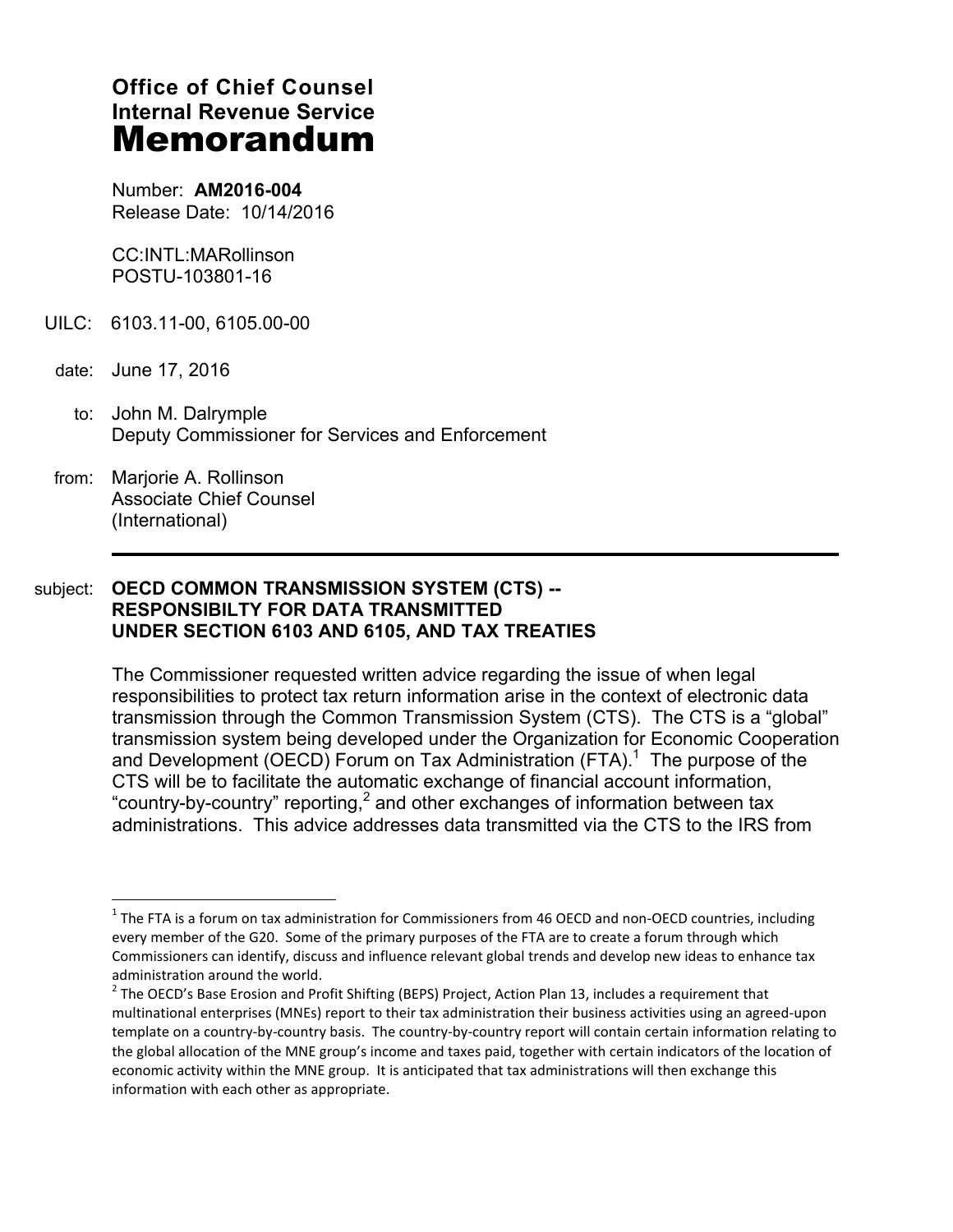# Office of Chief Counsel
# Internal Revenue Service
# Memorandum

Number: **AM2016-004**
Release Date: 10/14/2016

CC:INTL:MARollinson
POSTU-103801-16

UILC: 6103.11-00, 6105.00-00

date: June 17, 2016

to: John M. Dalrymple
Deputy Commissioner for Services and Enforcement

from: Marjorie A. Rollinson
Associate Chief Counsel
(International)

---

subject: **OECD COMMON TRANSMISSION SYSTEM (CTS) -- RESPONSIBILTY FOR DATA TRANSMITTED UNDER SECTION 6103 AND 6105, AND TAX TREATIES**

The Commissioner requested written advice regarding the issue of when legal responsibilities to protect tax return information arise in the context of electronic data transmission through the Common Transmission System (CTS). The CTS is a "global" transmission system being developed under the Organization for Economic Cooperation and Development (OECD) Forum on Tax Administration (FTA).[1] The purpose of the CTS will be to facilitate the automatic exchange of financial account information, "country-by-country" reporting,[2] and other exchanges of information between tax administrations. This advice addresses data transmitted via the CTS to the IRS from

---

[1] The FTA is a forum on tax administration for Commissioners from 46 OECD and non-OECD countries, including every member of the G20. Some of the primary purposes of the FTA are to create a forum through which Commissioners can identify, discuss and influence relevant global trends and develop new ideas to enhance tax administration around the world.

[2] The OECD's Base Erosion and Profit Shifting (BEPS) Project, Action Plan 13, includes a requirement that multinational enterprises (MNEs) report to their tax administration their business activities using an agreed-upon template on a country-by-country basis. The country-by-country report will contain certain information relating to the global allocation of the MNE group's income and taxes paid, together with certain indicators of the location of economic activity within the MNE group. It is anticipated that tax administrations will then exchange this information with each other as appropriate.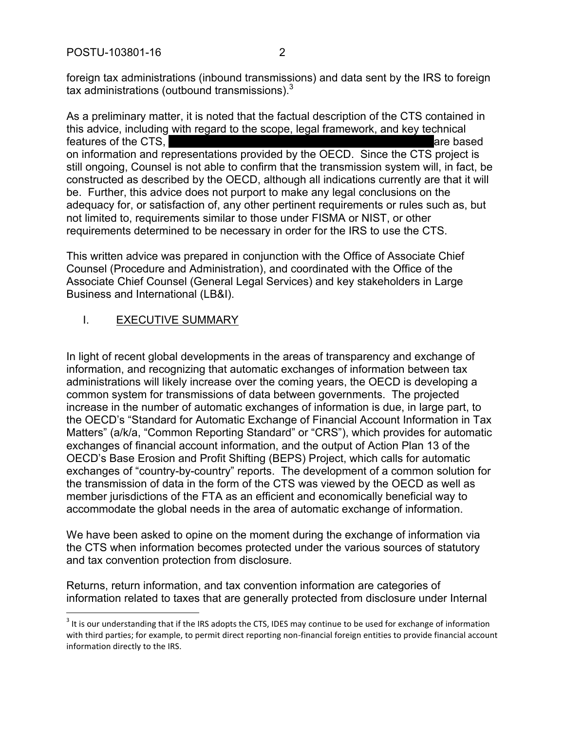foreign tax administrations (inbound transmissions) and data sent by the IRS to foreign tax administrations (outbound transmissions).[3]

As a preliminary matter, it is noted that the factual description of the CTS contained in this advice, including with regard to the scope, legal framework, and key technical features of the CTS, ████████████████████████████ are based on information and representations provided by the OECD. Since the CTS project is still ongoing, Counsel is not able to confirm that the transmission system will, in fact, be constructed as described by the OECD, although all indications currently are that it will be. Further, this advice does not purport to make any legal conclusions on the adequacy for, or satisfaction of, any other pertinent requirements or rules such as, but not limited to, requirements similar to those under FISMA or NIST, or other requirements determined to be necessary in order for the IRS to use the CTS.

This written advice was prepared in conjunction with the Office of Associate Chief Counsel (Procedure and Administration), and coordinated with the Office of the Associate Chief Counsel (General Legal Services) and key stakeholders in Large Business and International (LB&I).

## I. EXECUTIVE SUMMARY

In light of recent global developments in the areas of transparency and exchange of information, and recognizing that automatic exchanges of information between tax administrations will likely increase over the coming years, the OECD is developing a common system for transmissions of data between governments. The projected increase in the number of automatic exchanges of information is due, in large part, to the OECD's "Standard for Automatic Exchange of Financial Account Information in Tax Matters" (a/k/a, "Common Reporting Standard" or "CRS"), which provides for automatic exchanges of financial account information, and the output of Action Plan 13 of the OECD's Base Erosion and Profit Shifting (BEPS) Project, which calls for automatic exchanges of "country-by-country" reports. The development of a common solution for the transmission of data in the form of the CTS was viewed by the OECD as well as member jurisdictions of the FTA as an efficient and economically beneficial way to accommodate the global needs in the area of automatic exchange of information.

We have been asked to opine on the moment during the exchange of information via the CTS when information becomes protected under the various sources of statutory and tax convention protection from disclosure.

Returns, return information, and tax convention information are categories of information related to taxes that are generally protected from disclosure under Internal

---

[3] It is our understanding that if the IRS adopts the CTS, IDES may continue to be used for exchange of information with third parties; for example, to permit direct reporting non-financial foreign entities to provide financial account information directly to the IRS.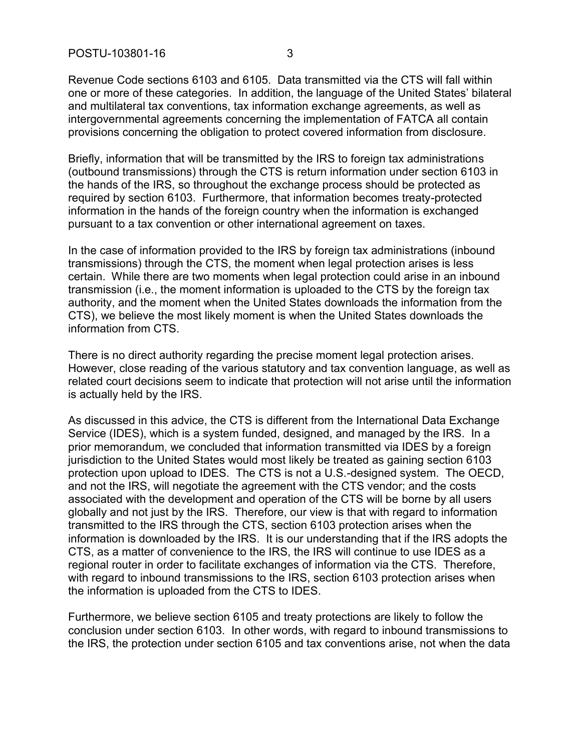Revenue Code sections 6103 and 6105. Data transmitted via the CTS will fall within one or more of these categories. In addition, the language of the United States' bilateral and multilateral tax conventions, tax information exchange agreements, as well as intergovernmental agreements concerning the implementation of FATCA all contain provisions concerning the obligation to protect covered information from disclosure.

Briefly, information that will be transmitted by the IRS to foreign tax administrations (outbound transmissions) through the CTS is return information under section 6103 in the hands of the IRS, so throughout the exchange process should be protected as required by section 6103. Furthermore, that information becomes treaty-protected information in the hands of the foreign country when the information is exchanged pursuant to a tax convention or other international agreement on taxes.

In the case of information provided to the IRS by foreign tax administrations (inbound transmissions) through the CTS, the moment when legal protection arises is less certain. While there are two moments when legal protection could arise in an inbound transmission (i.e., the moment information is uploaded to the CTS by the foreign tax authority, and the moment when the United States downloads the information from the CTS), we believe the most likely moment is when the United States downloads the information from CTS.

There is no direct authority regarding the precise moment legal protection arises. However, close reading of the various statutory and tax convention language, as well as related court decisions seem to indicate that protection will not arise until the information is actually held by the IRS.

As discussed in this advice, the CTS is different from the International Data Exchange Service (IDES), which is a system funded, designed, and managed by the IRS. In a prior memorandum, we concluded that information transmitted via IDES by a foreign jurisdiction to the United States would most likely be treated as gaining section 6103 protection upon upload to IDES. The CTS is not a U.S.-designed system. The OECD, and not the IRS, will negotiate the agreement with the CTS vendor; and the costs associated with the development and operation of the CTS will be borne by all users globally and not just by the IRS. Therefore, our view is that with regard to information transmitted to the IRS through the CTS, section 6103 protection arises when the information is downloaded by the IRS. It is our understanding that if the IRS adopts the CTS, as a matter of convenience to the IRS, the IRS will continue to use IDES as a regional router in order to facilitate exchanges of information via the CTS. Therefore, with regard to inbound transmissions to the IRS, section 6103 protection arises when the information is uploaded from the CTS to IDES.

Furthermore, we believe section 6105 and treaty protections are likely to follow the conclusion under section 6103. In other words, with regard to inbound transmissions to the IRS, the protection under section 6105 and tax conventions arise, not when the data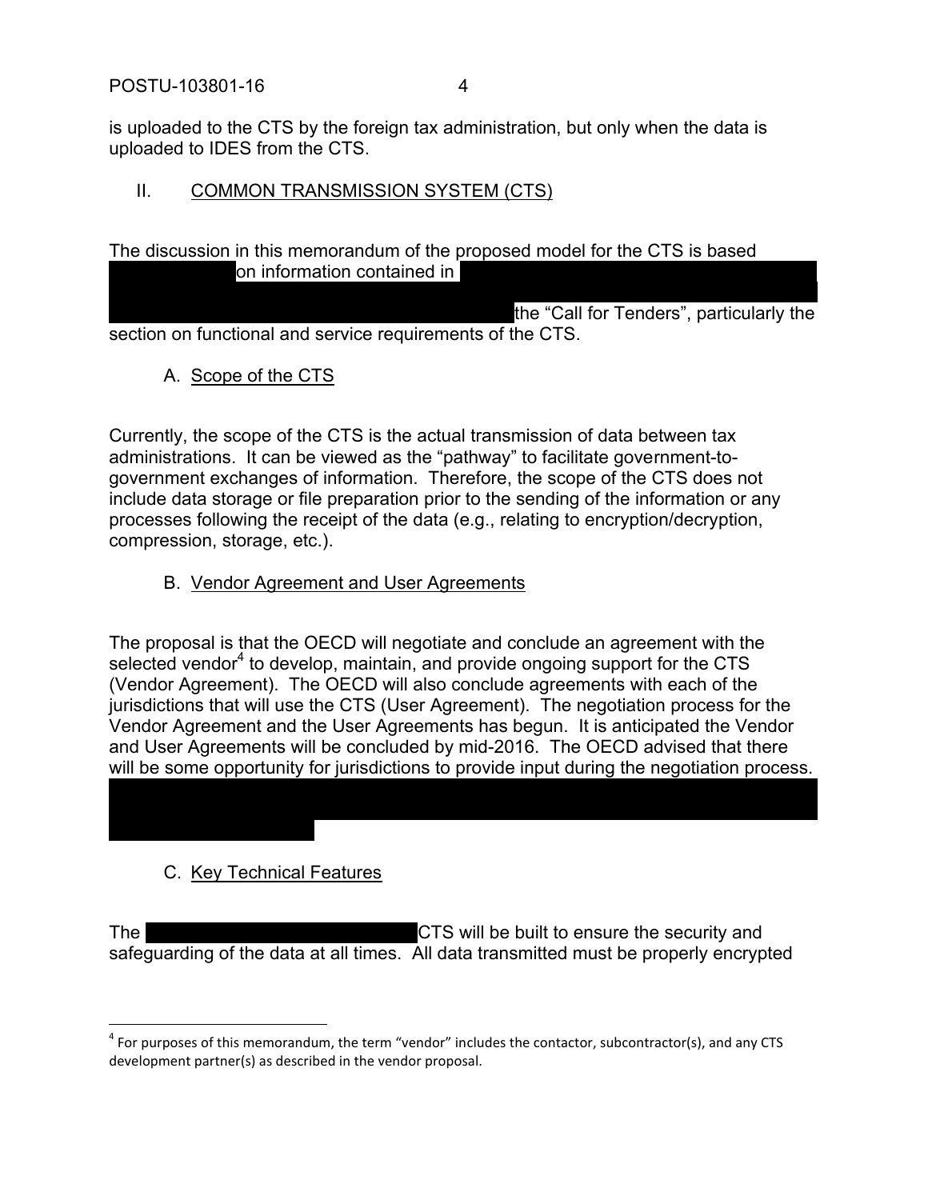is uploaded to the CTS by the foreign tax administration, but only when the data is uploaded to IDES from the CTS.

## II. COMMON TRANSMISSION SYSTEM (CTS)

The discussion in this memorandum of the proposed model for the CTS is based on information contained in the "Call for Tenders", particularly the section on functional and service requirements of the CTS.

### A. Scope of the CTS

Currently, the scope of the CTS is the actual transmission of data between tax administrations. It can be viewed as the "pathway" to facilitate government-to-government exchanges of information. Therefore, the scope of the CTS does not include data storage or file preparation prior to the sending of the information or any processes following the receipt of the data (e.g., relating to encryption/decryption, compression, storage, etc.).

### B. Vendor Agreement and User Agreements

The proposal is that the OECD will negotiate and conclude an agreement with the selected vendor[4] to develop, maintain, and provide ongoing support for the CTS (Vendor Agreement). The OECD will also conclude agreements with each of the jurisdictions that will use the CTS (User Agreement). The negotiation process for the Vendor Agreement and the User Agreements has begun. It is anticipated the Vendor and User Agreements will be concluded by mid-2016. The OECD advised that there will be some opportunity for jurisdictions to provide input during the negotiation process.

### C. Key Technical Features

The CTS will be built to ensure the security and safeguarding of the data at all times. All data transmitted must be properly encrypted

---

[4] For purposes of this memorandum, the term "vendor" includes the contactor, subcontractor(s), and any CTS development partner(s) as described in the vendor proposal.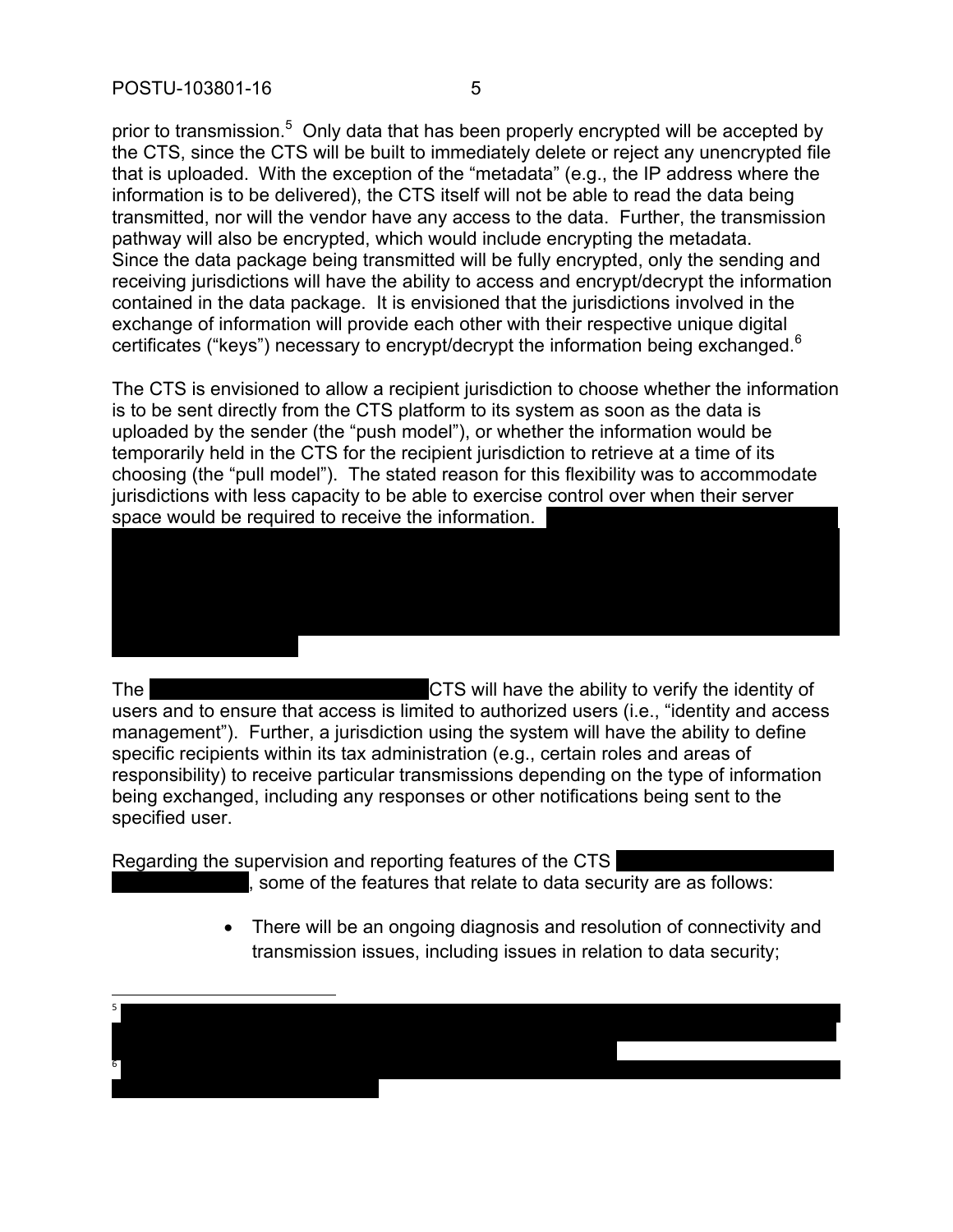prior to transmission.[5] Only data that has been properly encrypted will be accepted by the CTS, since the CTS will be built to immediately delete or reject any unencrypted file that is uploaded. With the exception of the "metadata" (e.g., the IP address where the information is to be delivered), the CTS itself will not be able to read the data being transmitted, nor will the vendor have any access to the data. Further, the transmission pathway will also be encrypted, which would include encrypting the metadata. Since the data package being transmitted will be fully encrypted, only the sending and receiving jurisdictions will have the ability to access and encrypt/decrypt the information contained in the data package. It is envisioned that the jurisdictions involved in the exchange of information will provide each other with their respective unique digital certificates ("keys") necessary to encrypt/decrypt the information being exchanged.[6]

The CTS is envisioned to allow a recipient jurisdiction to choose whether the information is to be sent directly from the CTS platform to its system as soon as the data is uploaded by the sender (the "push model"), or whether the information would be temporarily held in the CTS for the recipient jurisdiction to retrieve at a time of its choosing (the "pull model"). The stated reason for this flexibility was to accommodate jurisdictions with less capacity to be able to exercise control over when their server space would be required to receive the information.

The CTS will have the ability to verify the identity of users and to ensure that access is limited to authorized users (i.e., "identity and access management"). Further, a jurisdiction using the system will have the ability to define specific recipients within its tax administration (e.g., certain roles and areas of responsibility) to receive particular transmissions depending on the type of information being exchanged, including any responses or other notifications being sent to the specified user.

Regarding the supervision and reporting features of the CTS , some of the features that relate to data security are as follows:

- There will be an ongoing diagnosis and resolution of connectivity and transmission issues, including issues in relation to data security;

[5]

[6]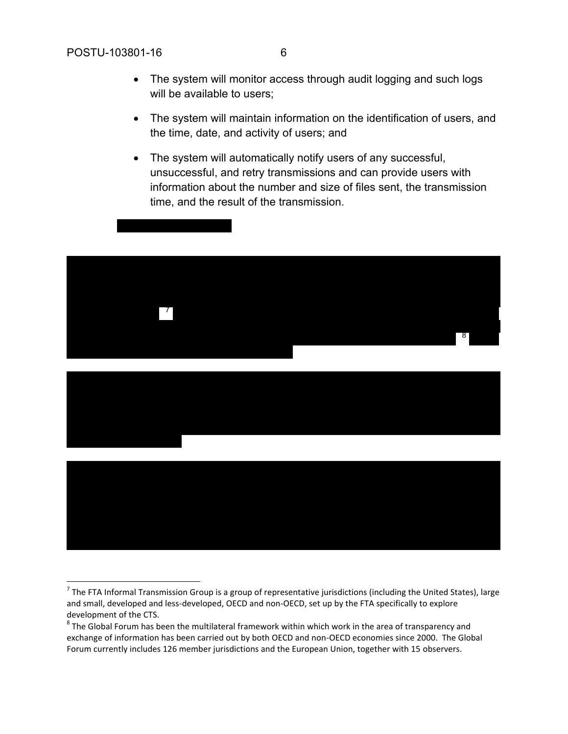- The system will monitor access through audit logging and such logs will be available to users;
- The system will maintain information on the identification of users, and the time, date, and activity of users; and
- The system will automatically notify users of any successful, unsuccessful, and retry transmissions and can provide users with information about the number and size of files sent, the transmission time, and the result of the transmission.

[7] The FTA Informal Transmission Group is a group of representative jurisdictions (including the United States), large and small, developed and less-developed, OECD and non-OECD, set up by the FTA specifically to explore development of the CTS.

[8] The Global Forum has been the multilateral framework within which work in the area of transparency and exchange of information has been carried out by both OECD and non-OECD economies since 2000. The Global Forum currently includes 126 member jurisdictions and the European Union, together with 15 observers.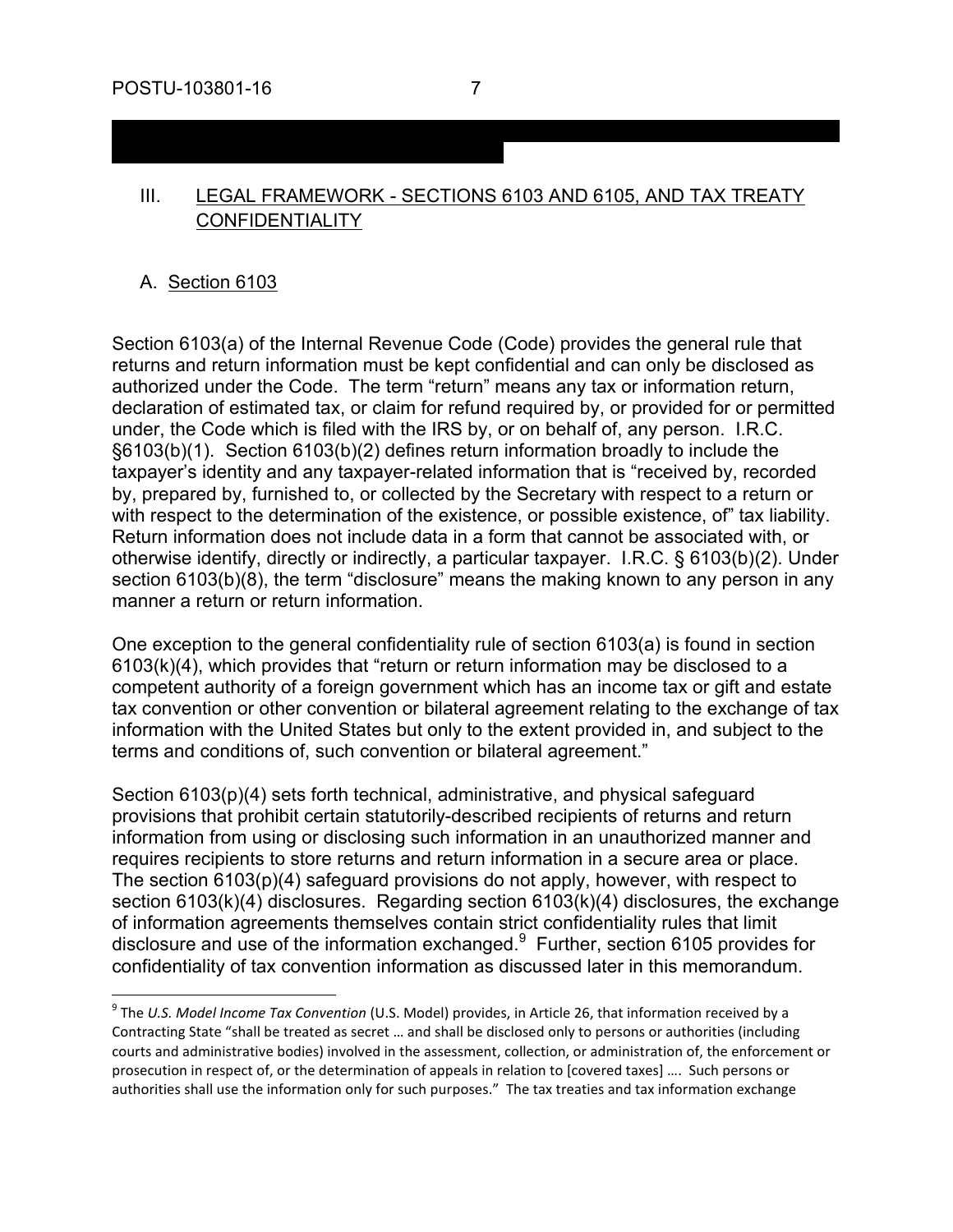## III. LEGAL FRAMEWORK - SECTIONS 6103 AND 6105, AND TAX TREATY CONFIDENTIALITY

### A. Section 6103

Section 6103(a) of the Internal Revenue Code (Code) provides the general rule that returns and return information must be kept confidential and can only be disclosed as authorized under the Code. The term "return" means any tax or information return, declaration of estimated tax, or claim for refund required by, or provided for or permitted under, the Code which is filed with the IRS by, or on behalf of, any person. I.R.C. §6103(b)(1). Section 6103(b)(2) defines return information broadly to include the taxpayer's identity and any taxpayer-related information that is "received by, recorded by, prepared by, furnished to, or collected by the Secretary with respect to a return or with respect to the determination of the existence, or possible existence, of" tax liability. Return information does not include data in a form that cannot be associated with, or otherwise identify, directly or indirectly, a particular taxpayer. I.R.C. § 6103(b)(2). Under section 6103(b)(8), the term "disclosure" means the making known to any person in any manner a return or return information.

One exception to the general confidentiality rule of section 6103(a) is found in section 6103(k)(4), which provides that "return or return information may be disclosed to a competent authority of a foreign government which has an income tax or gift and estate tax convention or other convention or bilateral agreement relating to the exchange of tax information with the United States but only to the extent provided in, and subject to the terms and conditions of, such convention or bilateral agreement."

Section 6103(p)(4) sets forth technical, administrative, and physical safeguard provisions that prohibit certain statutorily-described recipients of returns and return information from using or disclosing such information in an unauthorized manner and requires recipients to store returns and return information in a secure area or place. The section 6103(p)(4) safeguard provisions do not apply, however, with respect to section 6103(k)(4) disclosures. Regarding section 6103(k)(4) disclosures, the exchange of information agreements themselves contain strict confidentiality rules that limit disclosure and use of the information exchanged.[9] Further, section 6105 provides for confidentiality of tax convention information as discussed later in this memorandum.

---

[9] The *U.S. Model Income Tax Convention* (U.S. Model) provides, in Article 26, that information received by a Contracting State "shall be treated as secret … and shall be disclosed only to persons or authorities (including courts and administrative bodies) involved in the assessment, collection, or administration of, the enforcement or prosecution in respect of, or the determination of appeals in relation to [covered taxes] …. Such persons or authorities shall use the information only for such purposes." The tax treaties and tax information exchange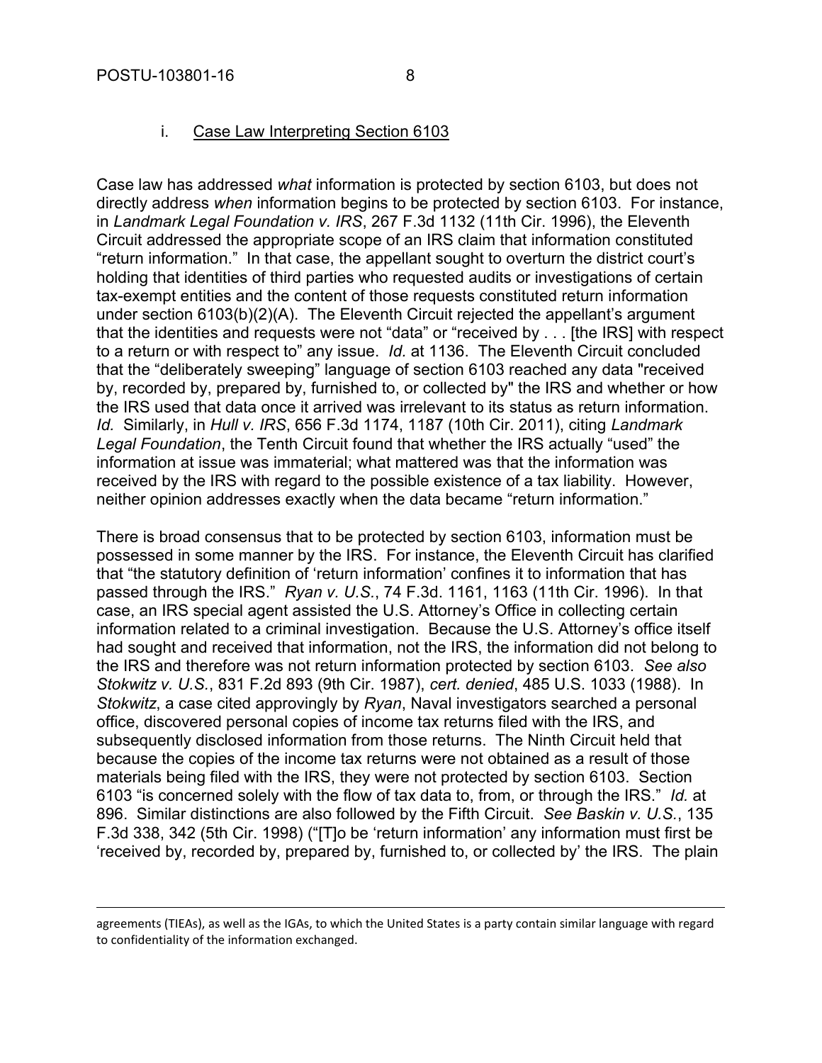### i. Case Law Interpreting Section 6103

Case law has addressed *what* information is protected by section 6103, but does not directly address *when* information begins to be protected by section 6103. For instance, in *Landmark Legal Foundation v. IRS*, 267 F.3d 1132 (11th Cir. 1996), the Eleventh Circuit addressed the appropriate scope of an IRS claim that information constituted "return information." In that case, the appellant sought to overturn the district court's holding that identities of third parties who requested audits or investigations of certain tax-exempt entities and the content of those requests constituted return information under section 6103(b)(2)(A). The Eleventh Circuit rejected the appellant's argument that the identities and requests were not "data" or "received by . . . [the IRS] with respect to a return or with respect to" any issue. *Id*. at 1136. The Eleventh Circuit concluded that the "deliberately sweeping" language of section 6103 reached any data "received by, recorded by, prepared by, furnished to, or collected by" the IRS and whether or how the IRS used that data once it arrived was irrelevant to its status as return information. *Id.* Similarly, in *Hull v. IRS*, 656 F.3d 1174, 1187 (10th Cir. 2011), citing *Landmark Legal Foundation*, the Tenth Circuit found that whether the IRS actually "used" the information at issue was immaterial; what mattered was that the information was received by the IRS with regard to the possible existence of a tax liability. However, neither opinion addresses exactly when the data became "return information."

There is broad consensus that to be protected by section 6103, information must be possessed in some manner by the IRS. For instance, the Eleventh Circuit has clarified that "the statutory definition of 'return information' confines it to information that has passed through the IRS." *Ryan v. U.S.*, 74 F.3d. 1161, 1163 (11th Cir. 1996). In that case, an IRS special agent assisted the U.S. Attorney's Office in collecting certain information related to a criminal investigation. Because the U.S. Attorney's office itself had sought and received that information, not the IRS, the information did not belong to the IRS and therefore was not return information protected by section 6103. *See also Stokwitz v. U.S.*, 831 F.2d 893 (9th Cir. 1987), *cert. denied*, 485 U.S. 1033 (1988). In *Stokwitz*, a case cited approvingly by *Ryan*, Naval investigators searched a personal office, discovered personal copies of income tax returns filed with the IRS, and subsequently disclosed information from those returns. The Ninth Circuit held that because the copies of the income tax returns were not obtained as a result of those materials being filed with the IRS, they were not protected by section 6103. Section 6103 "is concerned solely with the flow of tax data to, from, or through the IRS." *Id.* at 896. Similar distinctions are also followed by the Fifth Circuit. *See Baskin v. U.S.*, 135 F.3d 338, 342 (5th Cir. 1998) ("[T]o be 'return information' any information must first be 'received by, recorded by, prepared by, furnished to, or collected by' the IRS. The plain

---

agreements (TIEAs), as well as the IGAs, to which the United States is a party contain similar language with regard to confidentiality of the information exchanged.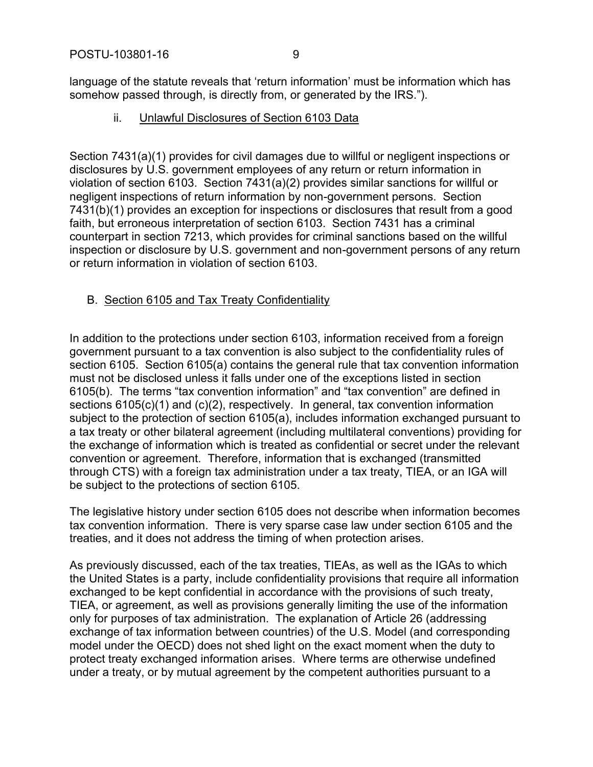language of the statute reveals that 'return information' must be information which has somehow passed through, is directly from, or generated by the IRS.").

### ii. Unlawful Disclosures of Section 6103 Data

Section 7431(a)(1) provides for civil damages due to willful or negligent inspections or disclosures by U.S. government employees of any return or return information in violation of section 6103. Section 7431(a)(2) provides similar sanctions for willful or negligent inspections of return information by non-government persons. Section 7431(b)(1) provides an exception for inspections or disclosures that result from a good faith, but erroneous interpretation of section 6103. Section 7431 has a criminal counterpart in section 7213, which provides for criminal sanctions based on the willful inspection or disclosure by U.S. government and non-government persons of any return or return information in violation of section 6103.

## B. Section 6105 and Tax Treaty Confidentiality

In addition to the protections under section 6103, information received from a foreign government pursuant to a tax convention is also subject to the confidentiality rules of section 6105. Section 6105(a) contains the general rule that tax convention information must not be disclosed unless it falls under one of the exceptions listed in section 6105(b). The terms "tax convention information" and "tax convention" are defined in sections 6105(c)(1) and (c)(2), respectively. In general, tax convention information subject to the protection of section 6105(a), includes information exchanged pursuant to a tax treaty or other bilateral agreement (including multilateral conventions) providing for the exchange of information which is treated as confidential or secret under the relevant convention or agreement. Therefore, information that is exchanged (transmitted through CTS) with a foreign tax administration under a tax treaty, TIEA, or an IGA will be subject to the protections of section 6105.

The legislative history under section 6105 does not describe when information becomes tax convention information. There is very sparse case law under section 6105 and the treaties, and it does not address the timing of when protection arises.

As previously discussed, each of the tax treaties, TIEAs, as well as the IGAs to which the United States is a party, include confidentiality provisions that require all information exchanged to be kept confidential in accordance with the provisions of such treaty, TIEA, or agreement, as well as provisions generally limiting the use of the information only for purposes of tax administration. The explanation of Article 26 (addressing exchange of tax information between countries) of the U.S. Model (and corresponding model under the OECD) does not shed light on the exact moment when the duty to protect treaty exchanged information arises. Where terms are otherwise undefined under a treaty, or by mutual agreement by the competent authorities pursuant to a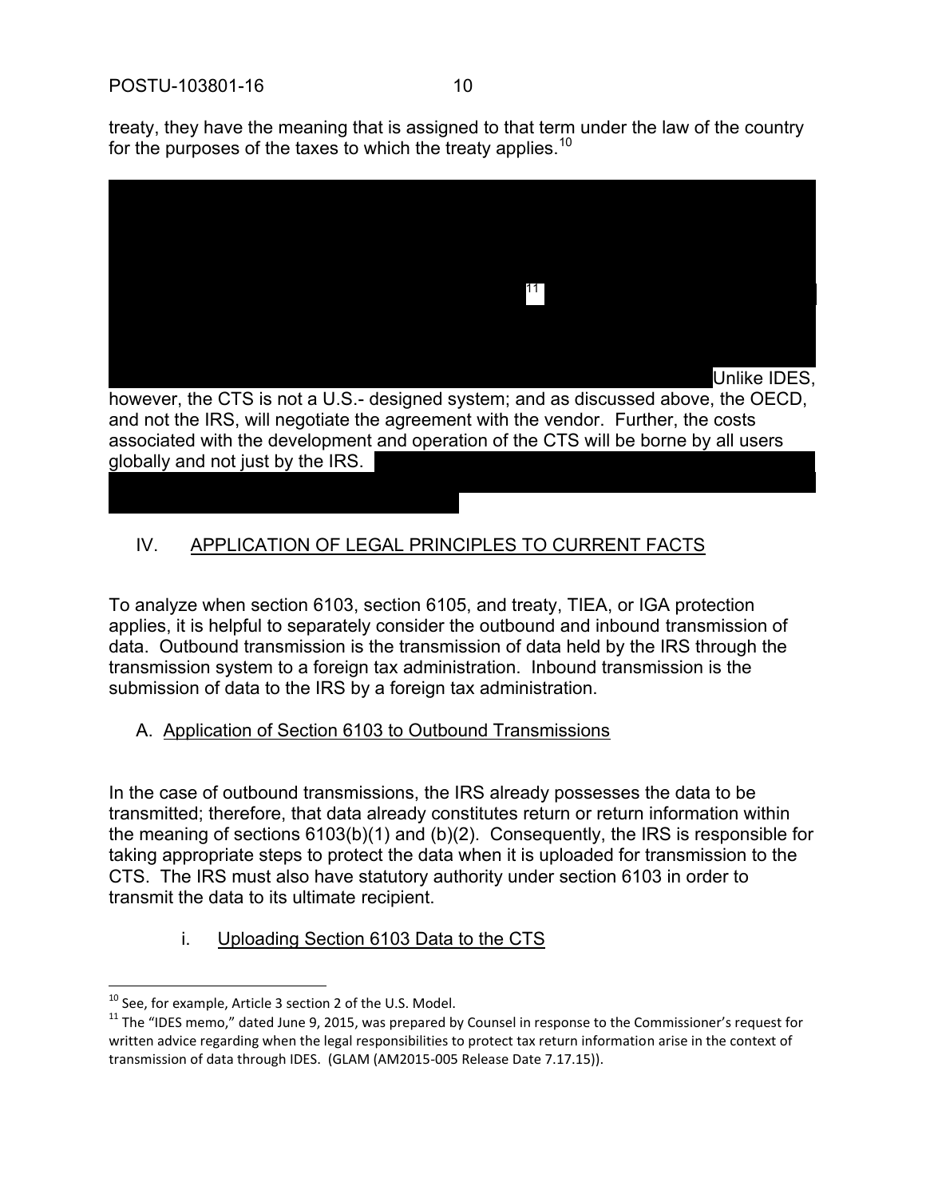treaty, they have the meaning that is assigned to that term under the law of the country for the purposes of the taxes to which the treaty applies.[10]

[11] Unlike IDES, however, the CTS is not a U.S.- designed system; and as discussed above, the OECD, and not the IRS, will negotiate the agreement with the vendor. Further, the costs associated with the development and operation of the CTS will be borne by all users globally and not just by the IRS.

## IV. APPLICATION OF LEGAL PRINCIPLES TO CURRENT FACTS

To analyze when section 6103, section 6105, and treaty, TIEA, or IGA protection applies, it is helpful to separately consider the outbound and inbound transmission of data. Outbound transmission is the transmission of data held by the IRS through the transmission system to a foreign tax administration. Inbound transmission is the submission of data to the IRS by a foreign tax administration.

### A. Application of Section 6103 to Outbound Transmissions

In the case of outbound transmissions, the IRS already possesses the data to be transmitted; therefore, that data already constitutes return or return information within the meaning of sections 6103(b)(1) and (b)(2). Consequently, the IRS is responsible for taking appropriate steps to protect the data when it is uploaded for transmission to the CTS. The IRS must also have statutory authority under section 6103 in order to transmit the data to its ultimate recipient.

#### i. Uploading Section 6103 Data to the CTS

[10] See, for example, Article 3 section 2 of the U.S. Model.

[11] The "IDES memo," dated June 9, 2015, was prepared by Counsel in response to the Commissioner's request for written advice regarding when the legal responsibilities to protect tax return information arise in the context of transmission of data through IDES. (GLAM (AM2015-005 Release Date 7.17.15)).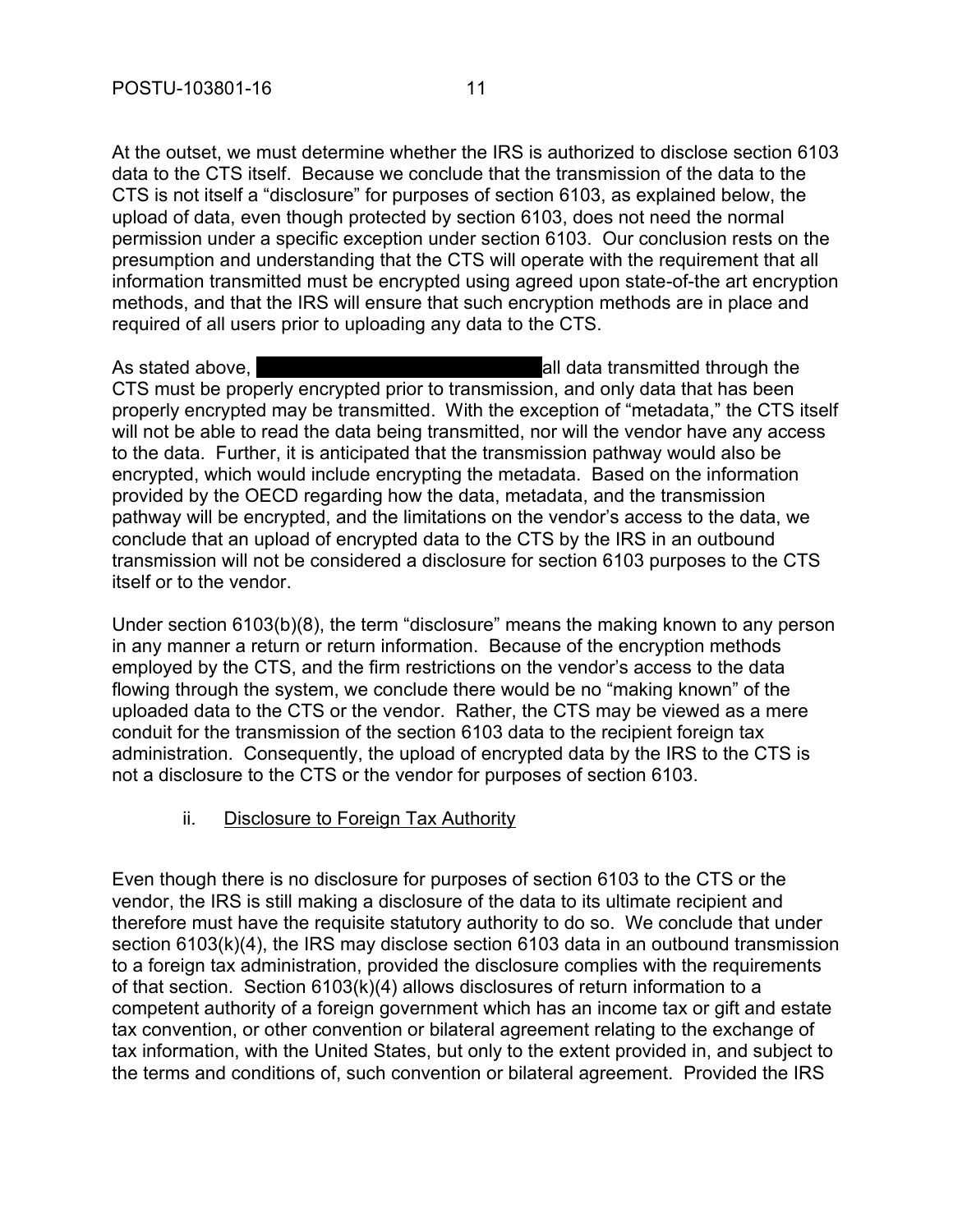At the outset, we must determine whether the IRS is authorized to disclose section 6103 data to the CTS itself. Because we conclude that the transmission of the data to the CTS is not itself a "disclosure" for purposes of section 6103, as explained below, the upload of data, even though protected by section 6103, does not need the normal permission under a specific exception under section 6103. Our conclusion rests on the presumption and understanding that the CTS will operate with the requirement that all information transmitted must be encrypted using agreed upon state-of-the art encryption methods, and that the IRS will ensure that such encryption methods are in place and required of all users prior to uploading any data to the CTS.

As stated above, [REDACTED] all data transmitted through the CTS must be properly encrypted prior to transmission, and only data that has been properly encrypted may be transmitted. With the exception of "metadata," the CTS itself will not be able to read the data being transmitted, nor will the vendor have any access to the data. Further, it is anticipated that the transmission pathway would also be encrypted, which would include encrypting the metadata. Based on the information provided by the OECD regarding how the data, metadata, and the transmission pathway will be encrypted, and the limitations on the vendor's access to the data, we conclude that an upload of encrypted data to the CTS by the IRS in an outbound transmission will not be considered a disclosure for section 6103 purposes to the CTS itself or to the vendor.

Under section 6103(b)(8), the term "disclosure" means the making known to any person in any manner a return or return information. Because of the encryption methods employed by the CTS, and the firm restrictions on the vendor's access to the data flowing through the system, we conclude there would be no "making known" of the uploaded data to the CTS or the vendor. Rather, the CTS may be viewed as a mere conduit for the transmission of the section 6103 data to the recipient foreign tax administration. Consequently, the upload of encrypted data by the IRS to the CTS is not a disclosure to the CTS or the vendor for purposes of section 6103.

ii. Disclosure to Foreign Tax Authority

Even though there is no disclosure for purposes of section 6103 to the CTS or the vendor, the IRS is still making a disclosure of the data to its ultimate recipient and therefore must have the requisite statutory authority to do so. We conclude that under section 6103(k)(4), the IRS may disclose section 6103 data in an outbound transmission to a foreign tax administration, provided the disclosure complies with the requirements of that section. Section 6103(k)(4) allows disclosures of return information to a competent authority of a foreign government which has an income tax or gift and estate tax convention, or other convention or bilateral agreement relating to the exchange of tax information, with the United States, but only to the extent provided in, and subject to the terms and conditions of, such convention or bilateral agreement. Provided the IRS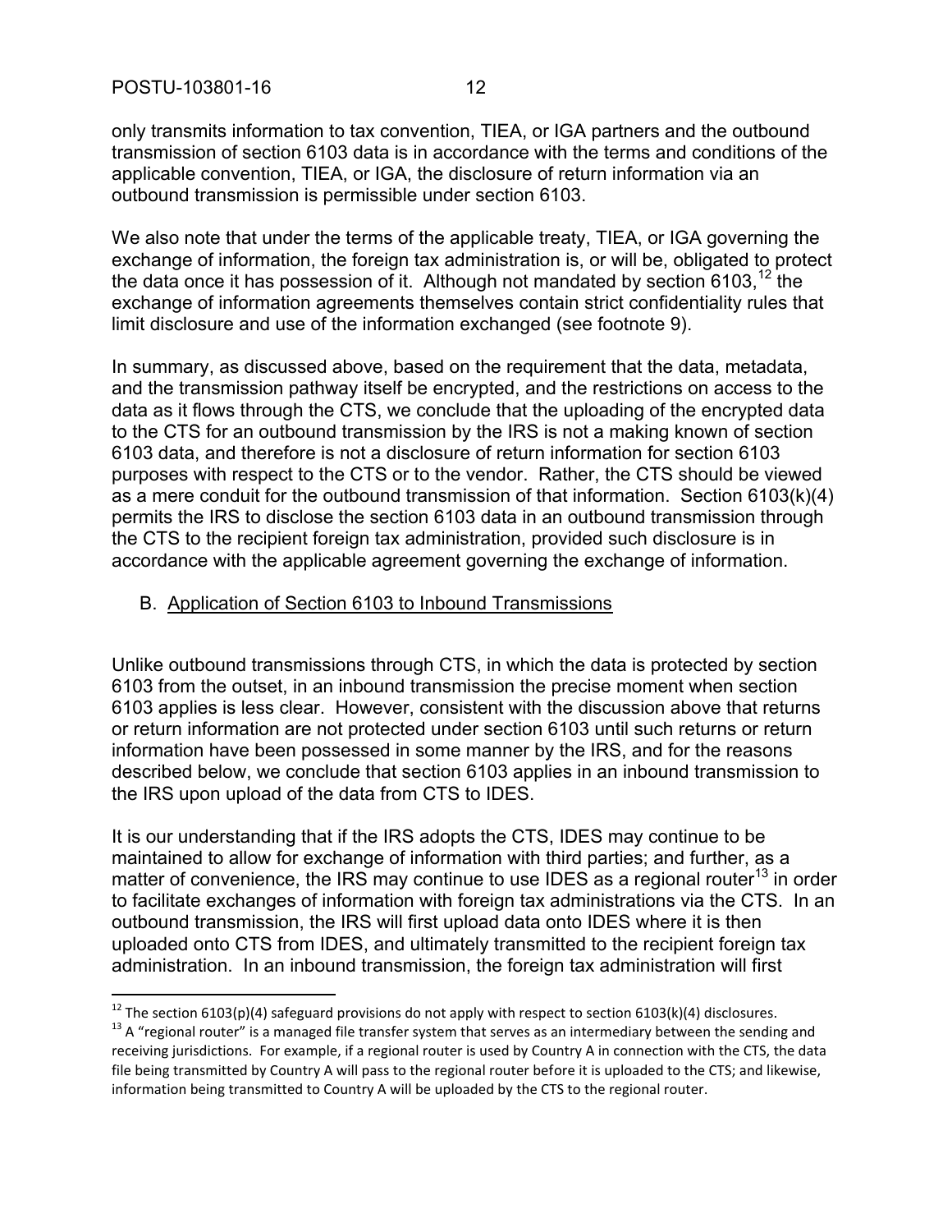only transmits information to tax convention, TIEA, or IGA partners and the outbound transmission of section 6103 data is in accordance with the terms and conditions of the applicable convention, TIEA, or IGA, the disclosure of return information via an outbound transmission is permissible under section 6103.

We also note that under the terms of the applicable treaty, TIEA, or IGA governing the exchange of information, the foreign tax administration is, or will be, obligated to protect the data once it has possession of it. Although not mandated by section 6103,[12] the exchange of information agreements themselves contain strict confidentiality rules that limit disclosure and use of the information exchanged (see footnote 9).

In summary, as discussed above, based on the requirement that the data, metadata, and the transmission pathway itself be encrypted, and the restrictions on access to the data as it flows through the CTS, we conclude that the uploading of the encrypted data to the CTS for an outbound transmission by the IRS is not a making known of section 6103 data, and therefore is not a disclosure of return information for section 6103 purposes with respect to the CTS or to the vendor. Rather, the CTS should be viewed as a mere conduit for the outbound transmission of that information. Section 6103(k)(4) permits the IRS to disclose the section 6103 data in an outbound transmission through the CTS to the recipient foreign tax administration, provided such disclosure is in accordance with the applicable agreement governing the exchange of information.

B. Application of Section 6103 to Inbound Transmissions

Unlike outbound transmissions through CTS, in which the data is protected by section 6103 from the outset, in an inbound transmission the precise moment when section 6103 applies is less clear. However, consistent with the discussion above that returns or return information are not protected under section 6103 until such returns or return information have been possessed in some manner by the IRS, and for the reasons described below, we conclude that section 6103 applies in an inbound transmission to the IRS upon upload of the data from CTS to IDES.

It is our understanding that if the IRS adopts the CTS, IDES may continue to be maintained to allow for exchange of information with third parties; and further, as a matter of convenience, the IRS may continue to use IDES as a regional router[13] in order to facilitate exchanges of information with foreign tax administrations via the CTS. In an outbound transmission, the IRS will first upload data onto IDES where it is then uploaded onto CTS from IDES, and ultimately transmitted to the recipient foreign tax administration. In an inbound transmission, the foreign tax administration will first

[12] The section 6103(p)(4) safeguard provisions do not apply with respect to section 6103(k)(4) disclosures.

[13] A "regional router" is a managed file transfer system that serves as an intermediary between the sending and receiving jurisdictions. For example, if a regional router is used by Country A in connection with the CTS, the data file being transmitted by Country A will pass to the regional router before it is uploaded to the CTS; and likewise, information being transmitted to Country A will be uploaded by the CTS to the regional router.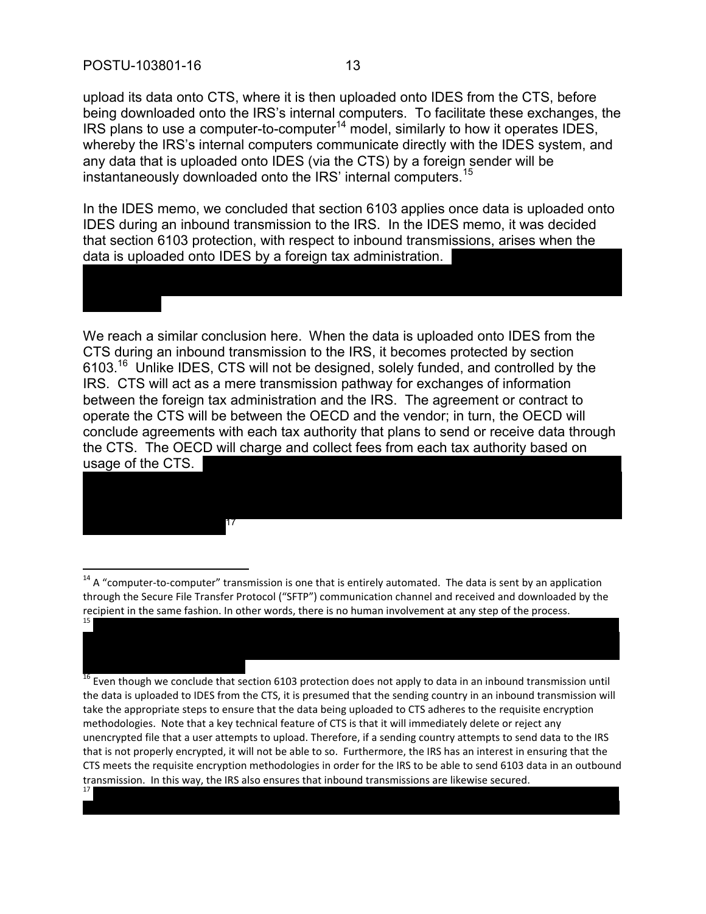upload its data onto CTS, where it is then uploaded onto IDES from the CTS, before being downloaded onto the IRS's internal computers. To facilitate these exchanges, the IRS plans to use a computer-to-computer[14] model, similarly to how it operates IDES, whereby the IRS's internal computers communicate directly with the IDES system, and any data that is uploaded onto IDES (via the CTS) by a foreign sender will be instantaneously downloaded onto the IRS' internal computers.[15]

In the IDES memo, we concluded that section 6103 applies once data is uploaded onto IDES during an inbound transmission to the IRS. In the IDES memo, it was decided that section 6103 protection, with respect to inbound transmissions, arises when the data is uploaded onto IDES by a foreign tax administration.

We reach a similar conclusion here. When the data is uploaded onto IDES from the CTS during an inbound transmission to the IRS, it becomes protected by section 6103.[16] Unlike IDES, CTS will not be designed, solely funded, and controlled by the IRS. CTS will act as a mere transmission pathway for exchanges of information between the foreign tax administration and the IRS. The agreement or contract to operate the CTS will be between the OECD and the vendor; in turn, the OECD will conclude agreements with each tax authority that plans to send or receive data through the CTS. The OECD will charge and collect fees from each tax authority based on usage of the CTS. [17]

---

[14] A "computer-to-computer" transmission is one that is entirely automated. The data is sent by an application through the Secure File Transfer Protocol ("SFTP") communication channel and received and downloaded by the recipient in the same fashion. In other words, there is no human involvement at any step of the process.

[15]

[16] Even though we conclude that section 6103 protection does not apply to data in an inbound transmission until the data is uploaded to IDES from the CTS, it is presumed that the sending country in an inbound transmission will take the appropriate steps to ensure that the data being uploaded to CTS adheres to the requisite encryption methodologies. Note that a key technical feature of CTS is that it will immediately delete or reject any unencrypted file that a user attempts to upload. Therefore, if a sending country attempts to send data to the IRS that is not properly encrypted, it will not be able to so. Furthermore, the IRS has an interest in ensuring that the CTS meets the requisite encryption methodologies in order for the IRS to be able to send 6103 data in an outbound transmission. In this way, the IRS also ensures that inbound transmissions are likewise secured.

[17]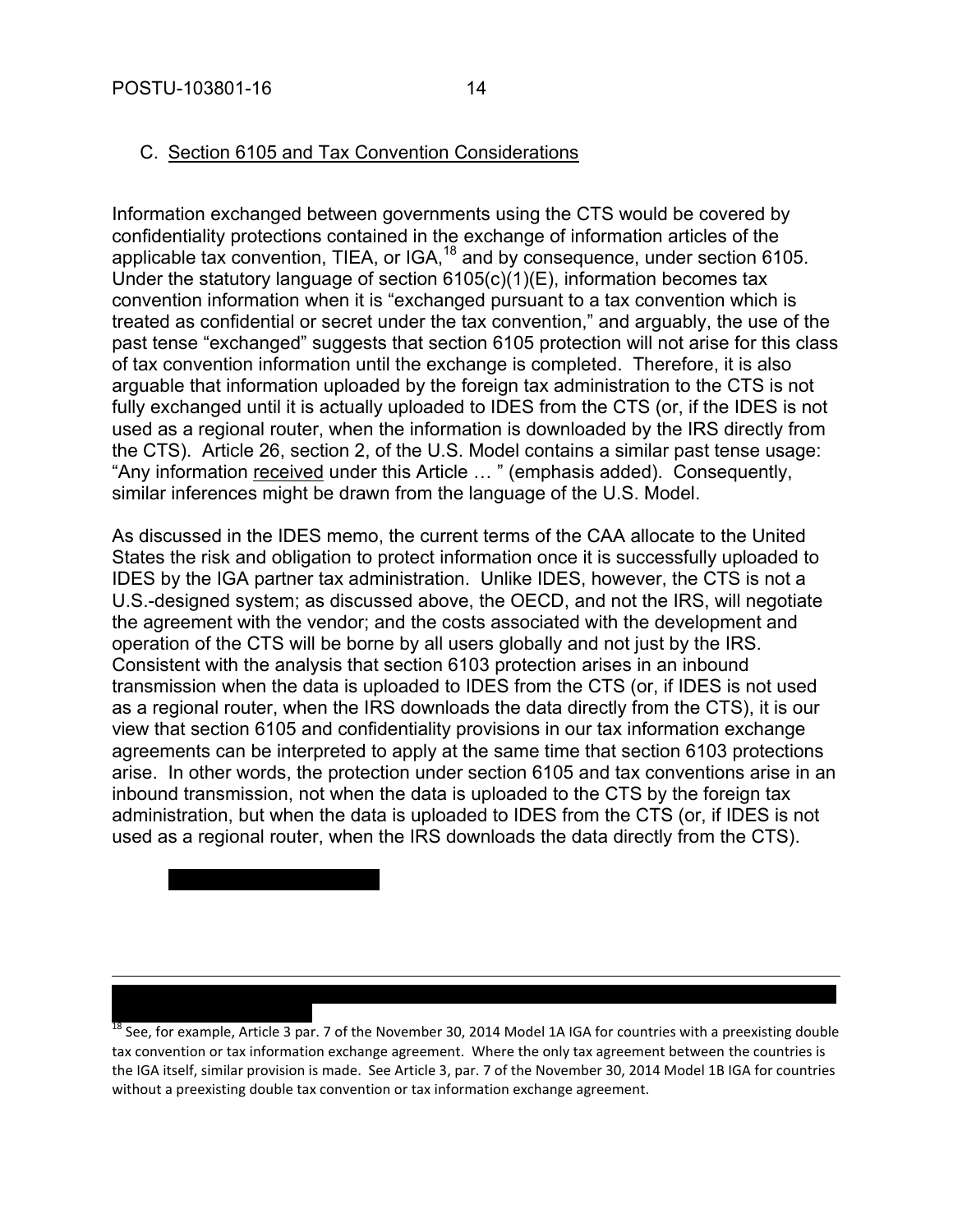### C. Section 6105 and Tax Convention Considerations

Information exchanged between governments using the CTS would be covered by confidentiality protections contained in the exchange of information articles of the applicable tax convention, TIEA, or IGA,[18] and by consequence, under section 6105. Under the statutory language of section 6105(c)(1)(E), information becomes tax convention information when it is "exchanged pursuant to a tax convention which is treated as confidential or secret under the tax convention," and arguably, the use of the past tense "exchanged" suggests that section 6105 protection will not arise for this class of tax convention information until the exchange is completed. Therefore, it is also arguable that information uploaded by the foreign tax administration to the CTS is not fully exchanged until it is actually uploaded to IDES from the CTS (or, if the IDES is not used as a regional router, when the information is downloaded by the IRS directly from the CTS). Article 26, section 2, of the U.S. Model contains a similar past tense usage: "Any information <u>received</u> under this Article … " (emphasis added). Consequently, similar inferences might be drawn from the language of the U.S. Model.

As discussed in the IDES memo, the current terms of the CAA allocate to the United States the risk and obligation to protect information once it is successfully uploaded to IDES by the IGA partner tax administration. Unlike IDES, however, the CTS is not a U.S.-designed system; as discussed above, the OECD, and not the IRS, will negotiate the agreement with the vendor; and the costs associated with the development and operation of the CTS will be borne by all users globally and not just by the IRS. Consistent with the analysis that section 6103 protection arises in an inbound transmission when the data is uploaded to IDES from the CTS (or, if IDES is not used as a regional router, when the IRS downloads the data directly from the CTS), it is our view that section 6105 and confidentiality provisions in our tax information exchange agreements can be interpreted to apply at the same time that section 6103 protections arise. In other words, the protection under section 6105 and tax conventions arise in an inbound transmission, not when the data is uploaded to the CTS by the foreign tax administration, but when the data is uploaded to IDES from the CTS (or, if IDES is not used as a regional router, when the IRS downloads the data directly from the CTS).

---

[18] See, for example, Article 3 par. 7 of the November 30, 2014 Model 1A IGA for countries with a preexisting double tax convention or tax information exchange agreement. Where the only tax agreement between the countries is the IGA itself, similar provision is made. See Article 3, par. 7 of the November 30, 2014 Model 1B IGA for countries without a preexisting double tax convention or tax information exchange agreement.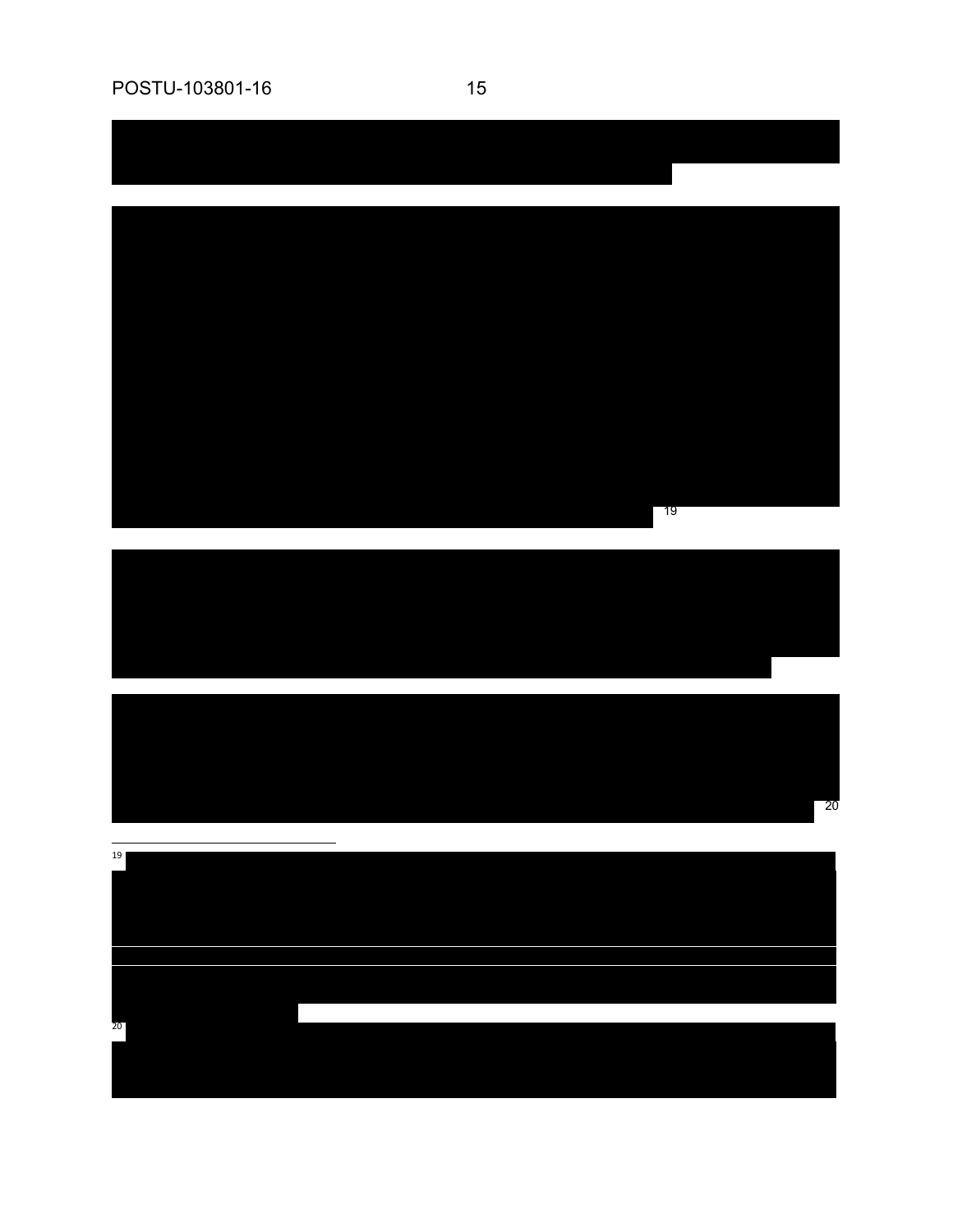[19]

[20]

---

[19]

[20]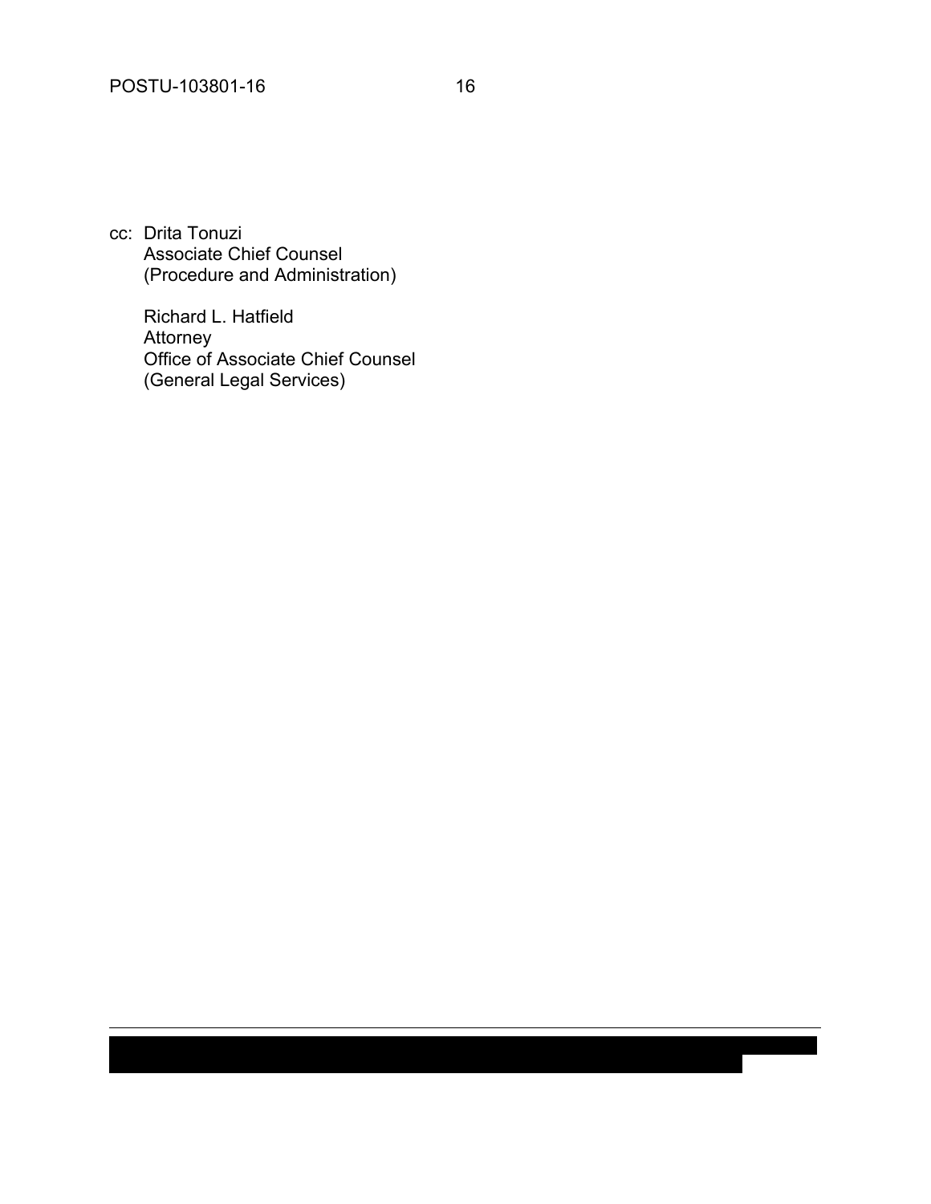cc: Drita Tonuzi
Associate Chief Counsel
(Procedure and Administration)

Richard L. Hatfield
Attorney
Office of Associate Chief Counsel
(General Legal Services)